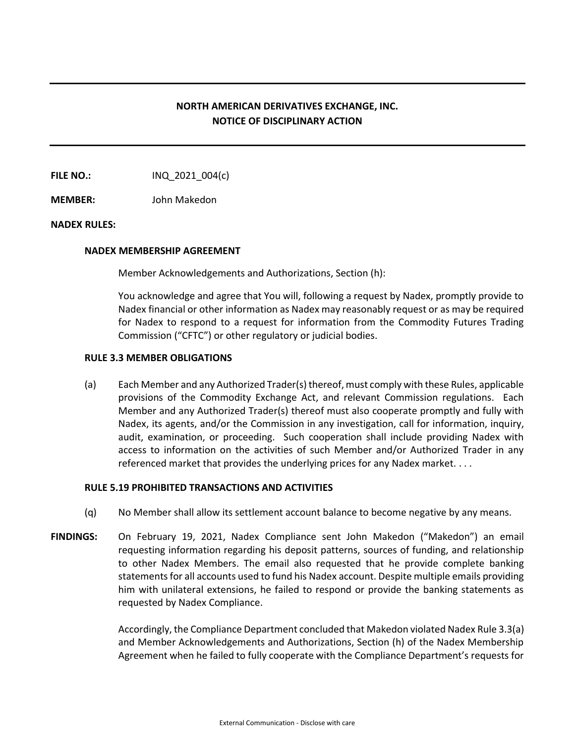# NORTH AMERICAN DERIVATIVES EXCHANGE, INC.
# NOTICE OF DISCIPLINARY ACTION

**FILE NO.:** INQ_2021_004(c)

**MEMBER:** John Makedon

**NADEX RULES:**

**NADEX MEMBERSHIP AGREEMENT**

Member Acknowledgements and Authorizations, Section (h):

You acknowledge and agree that You will, following a request by Nadex, promptly provide to Nadex financial or other information as Nadex may reasonably request or as may be required for Nadex to respond to a request for information from the Commodity Futures Trading Commission ("CFTC") or other regulatory or judicial bodies.

**RULE 3.3 MEMBER OBLIGATIONS**

(a) Each Member and any Authorized Trader(s) thereof, must comply with these Rules, applicable provisions of the Commodity Exchange Act, and relevant Commission regulations. Each Member and any Authorized Trader(s) thereof must also cooperate promptly and fully with Nadex, its agents, and/or the Commission in any investigation, call for information, inquiry, audit, examination, or proceeding. Such cooperation shall include providing Nadex with access to information on the activities of such Member and/or Authorized Trader in any referenced market that provides the underlying prices for any Nadex market. . . .

**RULE 5.19 PROHIBITED TRANSACTIONS AND ACTIVITIES**

(q) No Member shall allow its settlement account balance to become negative by any means.

**FINDINGS:** On February 19, 2021, Nadex Compliance sent John Makedon ("Makedon") an email requesting information regarding his deposit patterns, sources of funding, and relationship to other Nadex Members. The email also requested that he provide complete banking statements for all accounts used to fund his Nadex account. Despite multiple emails providing him with unilateral extensions, he failed to respond or provide the banking statements as requested by Nadex Compliance.

Accordingly, the Compliance Department concluded that Makedon violated Nadex Rule 3.3(a) and Member Acknowledgements and Authorizations, Section (h) of the Nadex Membership Agreement when he failed to fully cooperate with the Compliance Department's requests for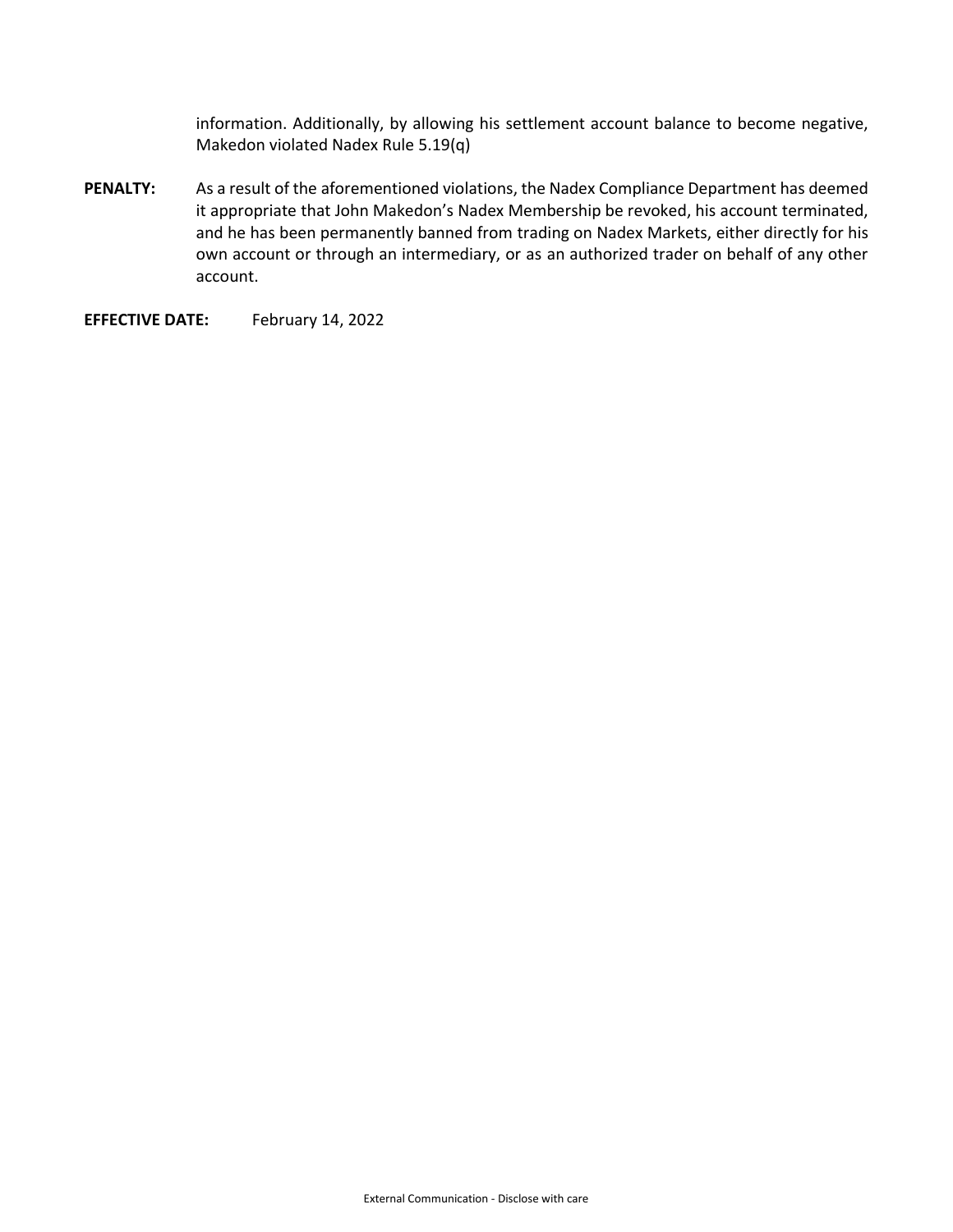information. Additionally, by allowing his settlement account balance to become negative, Makedon violated Nadex Rule 5.19(q)

**PENALTY:** As a result of the aforementioned violations, the Nadex Compliance Department has deemed it appropriate that John Makedon's Nadex Membership be revoked, his account terminated, and he has been permanently banned from trading on Nadex Markets, either directly for his own account or through an intermediary, or as an authorized trader on behalf of any other account.

**EFFECTIVE DATE:** February 14, 2022

External Communication - Disclose with care